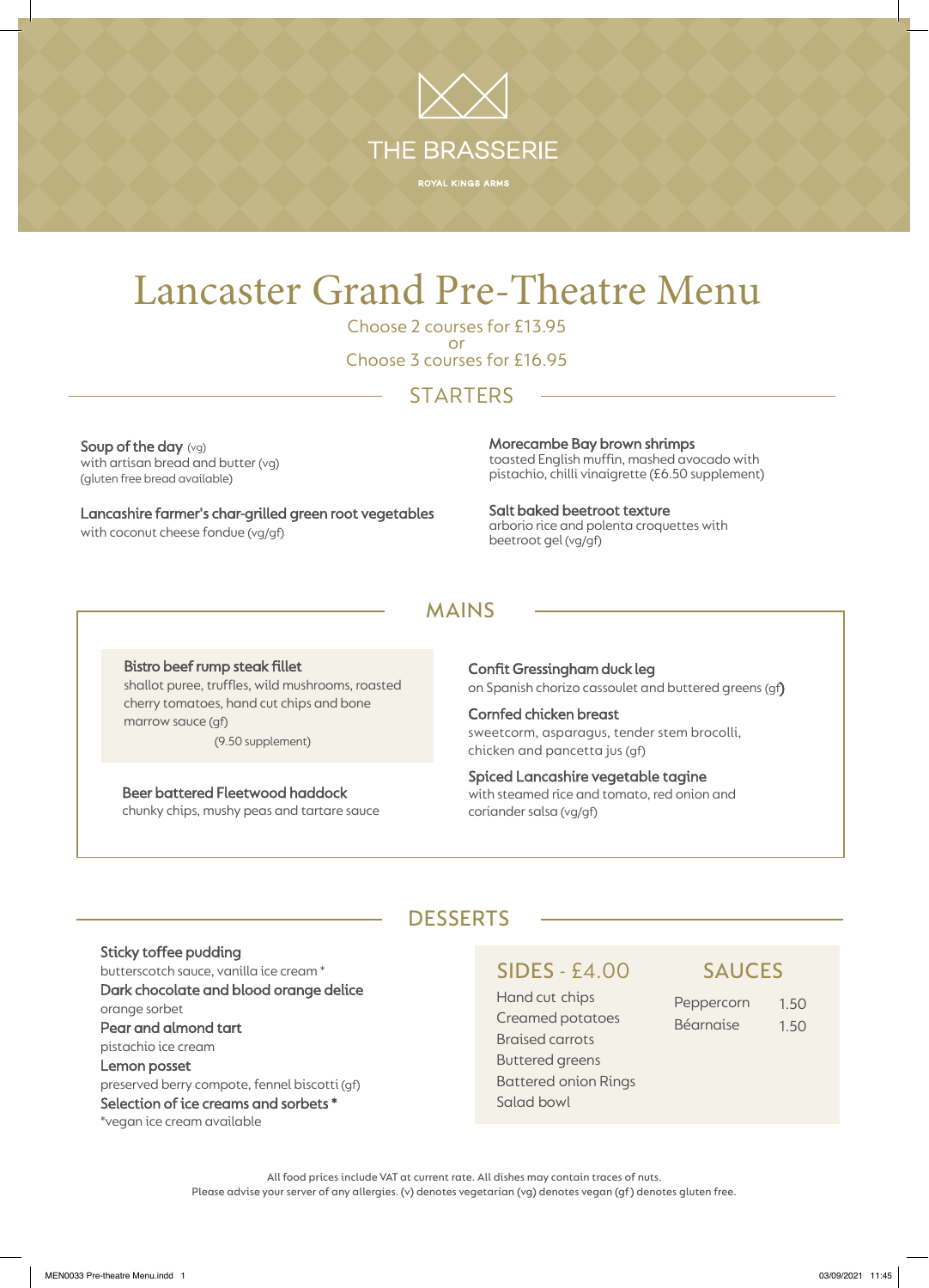# THE BRASSERIE

ROYAL KINGS ARMS

## Lancaster Grand Pre-Theatre Menu

Choose 2 courses for £13.95
or
Choose 3 courses for £16.95

### STARTERS

**Soup of the day** (vg)
with artisan bread and butter (vg)
(gluten free bread available)

**Lancashire farmer's char-grilled green root vegetables**
with coconut cheese fondue (vg/gf)

**Morecambe Bay brown shrimps**
toasted English muffin, mashed avocado with pistachio, chilli vinaigrette (£6.50 supplement)

**Salt baked beetroot texture**
arborio rice and polenta croquettes with beetroot gel (vg/gf)

### MAINS

**Bistro beef rump steak fillet**
shallot puree, truffles, wild mushrooms, roasted cherry tomatoes, hand cut chips and bone marrow sauce (gf)
(9.50 supplement)

**Beer battered Fleetwood haddock**
chunky chips, mushy peas and tartare sauce

**Confit Gressingham duck leg**
on Spanish chorizo cassoulet and buttered greens (gf)

**Cornfed chicken breast**
sweetcorn, asparagus, tender stem brocolli, chicken and pancetta jus (gf)

**Spiced Lancashire vegetable tagine**
with steamed rice and tomato, red onion and coriander salsa (vg/gf)

### DESSERTS

**Sticky toffee pudding**
butterscotch sauce, vanilla ice cream *

**Dark chocolate and blood orange delice**
orange sorbet

**Pear and almond tart**
pistachio ice cream

**Lemon posset**
preserved berry compote, fennel biscotti (gf)

**Selection of ice creams and sorbets ***
*vegan ice cream available

### SIDES - £4.00

- Hand cut chips
- Creamed potatoes
- Braised carrots
- Buttered greens
- Battered onion Rings
- Salad bowl

### SAUCES

| | |
|---|---|
| Peppercorn | 1.50 |
| Béarnaise | 1.50 |

All food prices include VAT at current rate. All dishes may contain traces of nuts.
Please advise your server of any allergies. (v) denotes vegetarian (vg) denotes vegan (gf) denotes gluten free.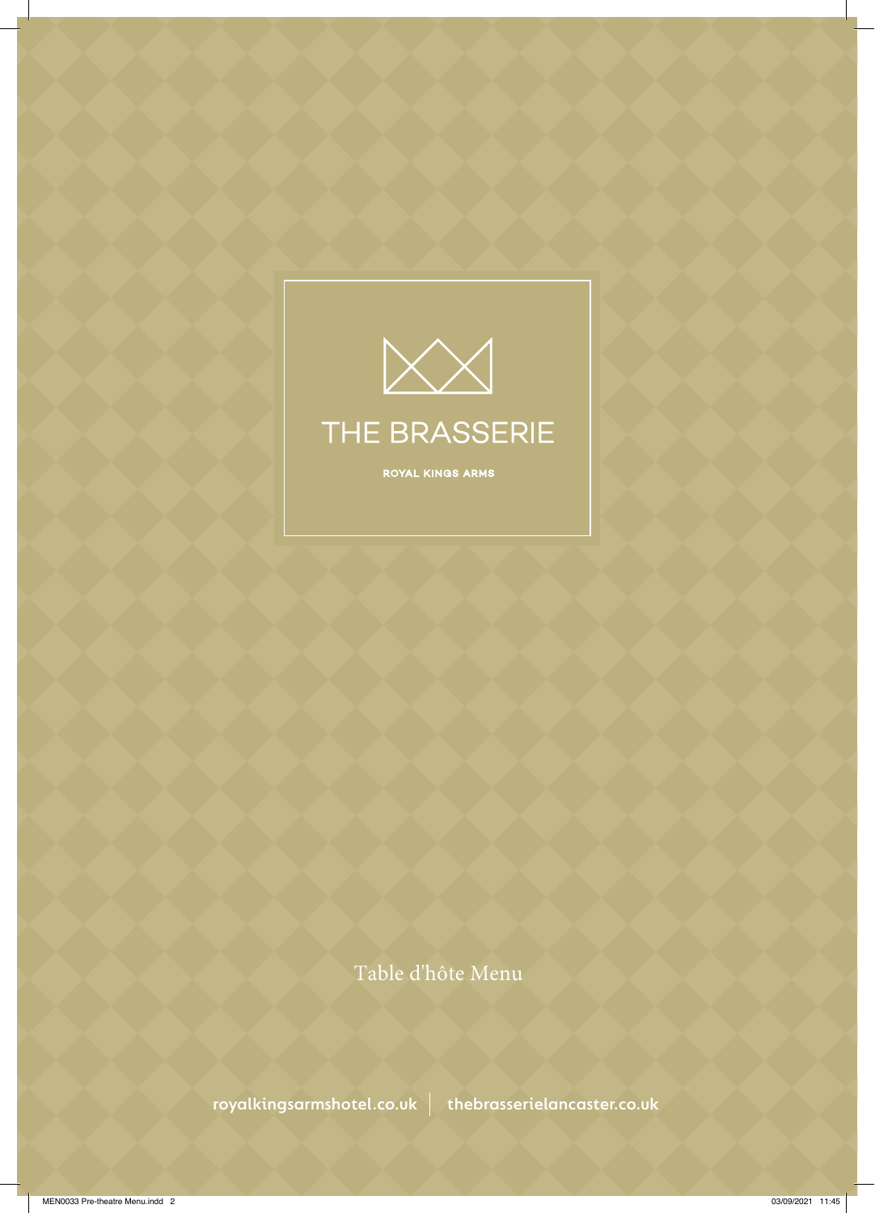# THE BRASSERIE

ROYAL KINGS ARMS

Table d'hôte Menu

royalkingsarmshotel.co.uk | thebrasserielancaster.co.uk